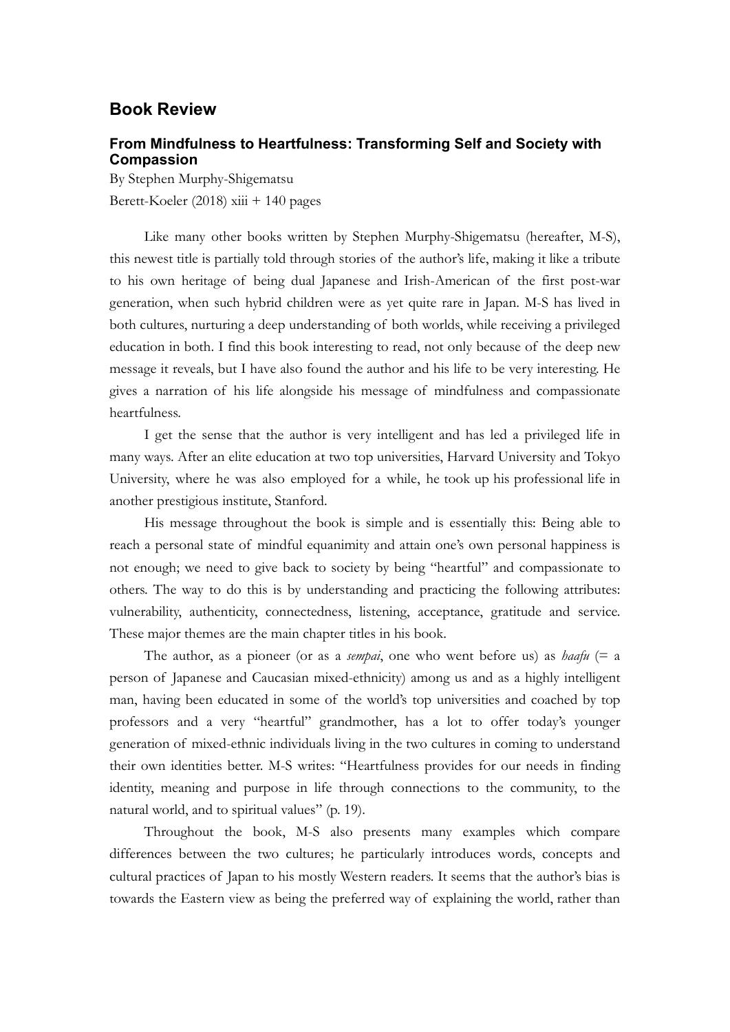## Book Review

### From Mindfulness to Heartfulness: Transforming Self and Society with Compassion

By Stephen Murphy-Shigematsu

Berett-Koeler (2018) xiii + 140 pages

Like many other books written by Stephen Murphy-Shigematsu (hereafter, M-S), this newest title is partially told through stories of the author's life, making it like a tribute to his own heritage of being dual Japanese and Irish-American of the first post-war generation, when such hybrid children were as yet quite rare in Japan. M-S has lived in both cultures, nurturing a deep understanding of both worlds, while receiving a privileged education in both. I find this book interesting to read, not only because of the deep new message it reveals, but I have also found the author and his life to be very interesting. He gives a narration of his life alongside his message of mindfulness and compassionate heartfulness.

I get the sense that the author is very intelligent and has led a privileged life in many ways. After an elite education at two top universities, Harvard University and Tokyo University, where he was also employed for a while, he took up his professional life in another prestigious institute, Stanford.

His message throughout the book is simple and is essentially this: Being able to reach a personal state of mindful equanimity and attain one's own personal happiness is not enough; we need to give back to society by being "heartful" and compassionate to others. The way to do this is by understanding and practicing the following attributes: vulnerability, authenticity, connectedness, listening, acceptance, gratitude and service. These major themes are the main chapter titles in his book.

The author, as a pioneer (or as a *sempai*, one who went before us) as *haafu* (= a person of Japanese and Caucasian mixed-ethnicity) among us and as a highly intelligent man, having been educated in some of the world's top universities and coached by top professors and a very "heartful" grandmother, has a lot to offer today's younger generation of mixed-ethnic individuals living in the two cultures in coming to understand their own identities better. M-S writes: "Heartfulness provides for our needs in finding identity, meaning and purpose in life through connections to the community, to the natural world, and to spiritual values" (p. 19).

Throughout the book, M-S also presents many examples which compare differences between the two cultures; he particularly introduces words, concepts and cultural practices of Japan to his mostly Western readers. It seems that the author's bias is towards the Eastern view as being the preferred way of explaining the world, rather than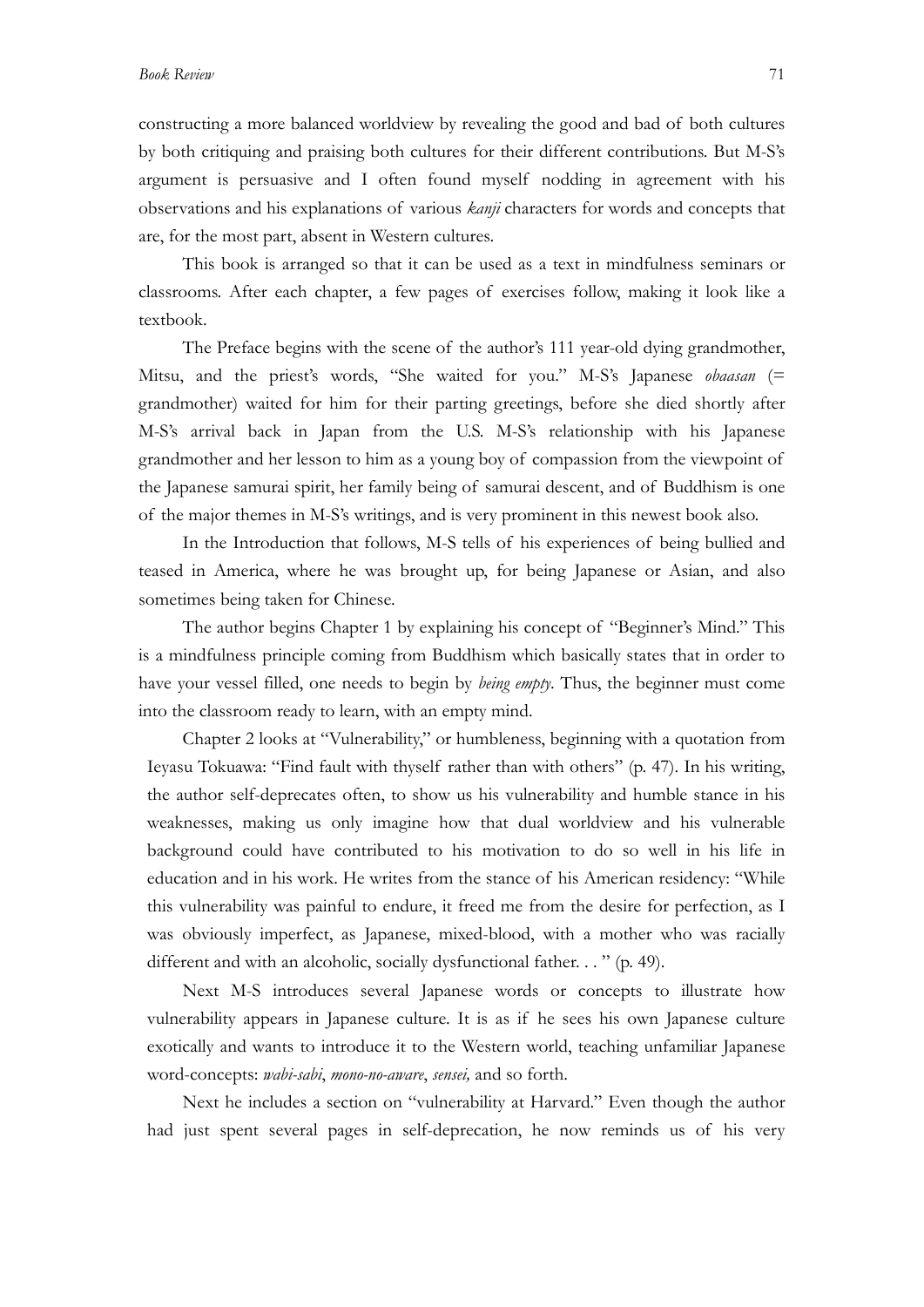constructing a more balanced worldview by revealing the good and bad of both cultures by both critiquing and praising both cultures for their different contributions. But M-S's argument is persuasive and I often found myself nodding in agreement with his observations and his explanations of various *kanji* characters for words and concepts that are, for the most part, absent in Western cultures.

This book is arranged so that it can be used as a text in mindfulness seminars or classrooms. After each chapter, a few pages of exercises follow, making it look like a textbook.

The Preface begins with the scene of the author's 111 year-old dying grandmother, Mitsu, and the priest's words, "She waited for you." M-S's Japanese *obaasan* (= grandmother) waited for him for their parting greetings, before she died shortly after M-S's arrival back in Japan from the U.S. M-S's relationship with his Japanese grandmother and her lesson to him as a young boy of compassion from the viewpoint of the Japanese samurai spirit, her family being of samurai descent, and of Buddhism is one of the major themes in M-S's writings, and is very prominent in this newest book also.

In the Introduction that follows, M-S tells of his experiences of being bullied and teased in America, where he was brought up, for being Japanese or Asian, and also sometimes being taken for Chinese.

The author begins Chapter 1 by explaining his concept of "Beginner's Mind." This is a mindfulness principle coming from Buddhism which basically states that in order to have your vessel filled, one needs to begin by *being empty*. Thus, the beginner must come into the classroom ready to learn, with an empty mind.

Chapter 2 looks at "Vulnerability," or humbleness, beginning with a quotation from Ieyasu Tokuawa: "Find fault with thyself rather than with others" (p. 47). In his writing, the author self-deprecates often, to show us his vulnerability and humble stance in his weaknesses, making us only imagine how that dual worldview and his vulnerable background could have contributed to his motivation to do so well in his life in education and in his work. He writes from the stance of his American residency: "While this vulnerability was painful to endure, it freed me from the desire for perfection, as I was obviously imperfect, as Japanese, mixed-blood, with a mother who was racially different and with an alcoholic, socially dysfunctional father. . . " (p. 49).

Next M-S introduces several Japanese words or concepts to illustrate how vulnerability appears in Japanese culture. It is as if he sees his own Japanese culture exotically and wants to introduce it to the Western world, teaching unfamiliar Japanese word-concepts: *wabi-sabi*, *mono-no-aware*, *sensei,* and so forth.

Next he includes a section on "vulnerability at Harvard." Even though the author had just spent several pages in self-deprecation, he now reminds us of his very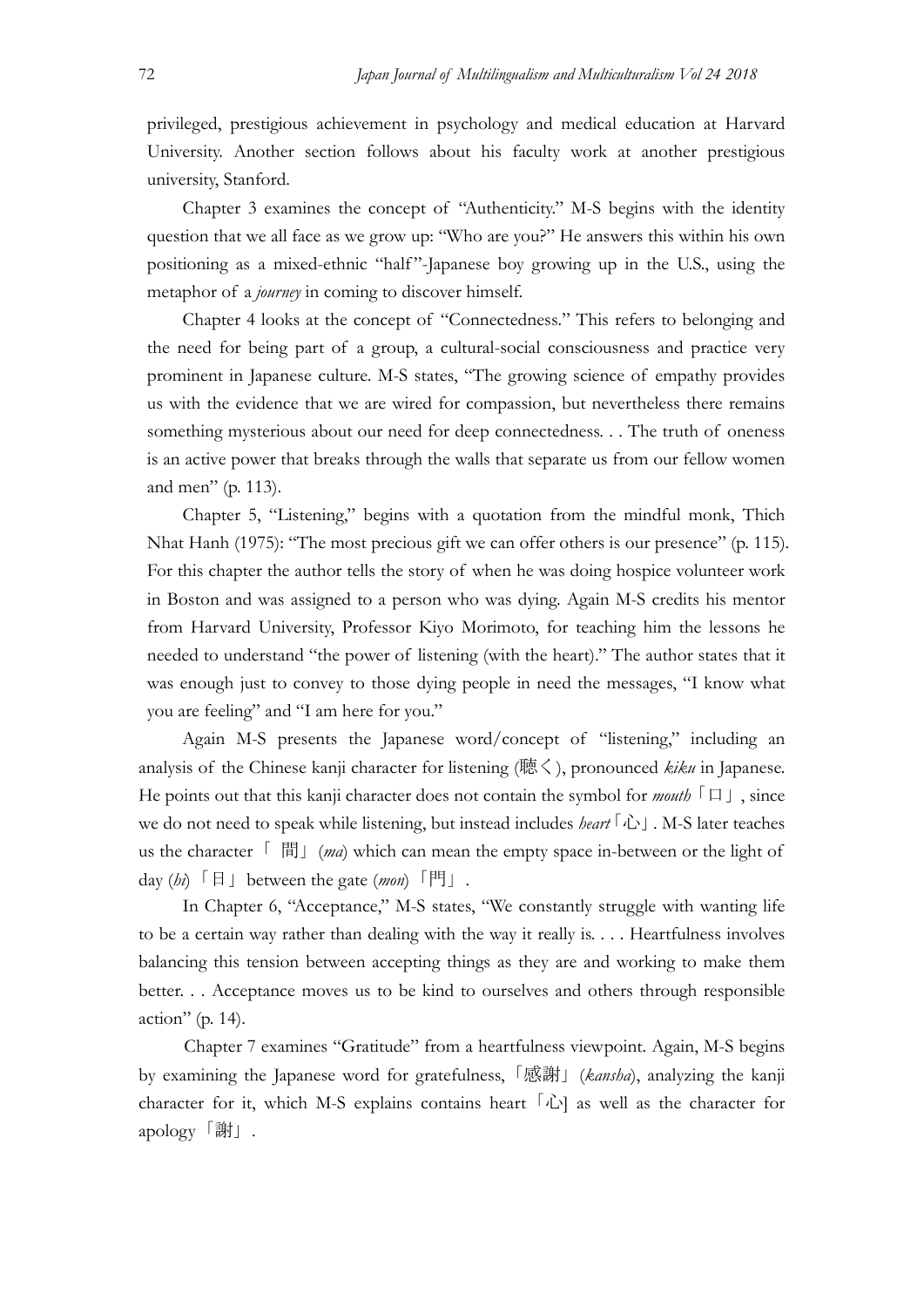privileged, prestigious achievement in psychology and medical education at Harvard University. Another section follows about his faculty work at another prestigious university, Stanford.

Chapter 3 examines the concept of "Authenticity." M-S begins with the identity question that we all face as we grow up: "Who are you?" He answers this within his own positioning as a mixed-ethnic "half"-Japanese boy growing up in the U.S., using the metaphor of a *journey* in coming to discover himself.

Chapter 4 looks at the concept of "Connectedness." This refers to belonging and the need for being part of a group, a cultural-social consciousness and practice very prominent in Japanese culture. M-S states, "The growing science of empathy provides us with the evidence that we are wired for compassion, but nevertheless there remains something mysterious about our need for deep connectedness. . . The truth of oneness is an active power that breaks through the walls that separate us from our fellow women and men" (p. 113).

Chapter 5, "Listening," begins with a quotation from the mindful monk, Thich Nhat Hanh (1975): "The most precious gift we can offer others is our presence" (p. 115). For this chapter the author tells the story of when he was doing hospice volunteer work in Boston and was assigned to a person who was dying. Again M-S credits his mentor from Harvard University, Professor Kiyo Morimoto, for teaching him the lessons he needed to understand "the power of listening (with the heart)." The author states that it was enough just to convey to those dying people in need the messages, "I know what you are feeling" and "I am here for you."

Again M-S presents the Japanese word/concept of "listening," including an analysis of the Chinese kanji character for listening (聴く), pronounced *kiku* in Japanese. He points out that this kanji character does not contain the symbol for *mouth*「口」, since we do not need to speak while listening, but instead includes *heart*「心」. M-S later teaches us the character「 間」(*ma*) which can mean the empty space in-between or the light of day (*hi*)「日」between the gate (*mon*)「門」.

In Chapter 6, "Acceptance," M-S states, "We constantly struggle with wanting life to be a certain way rather than dealing with the way it really is. . . . Heartfulness involves balancing this tension between accepting things as they are and working to make them better. . . Acceptance moves us to be kind to ourselves and others through responsible action" (p. 14).

Chapter 7 examines "Gratitude" from a heartfulness viewpoint. Again, M-S begins by examining the Japanese word for gratefulness,「感謝」(*kansha*), analyzing the kanji character for it, which M-S explains contains heart「心] as well as the character for apology「謝」.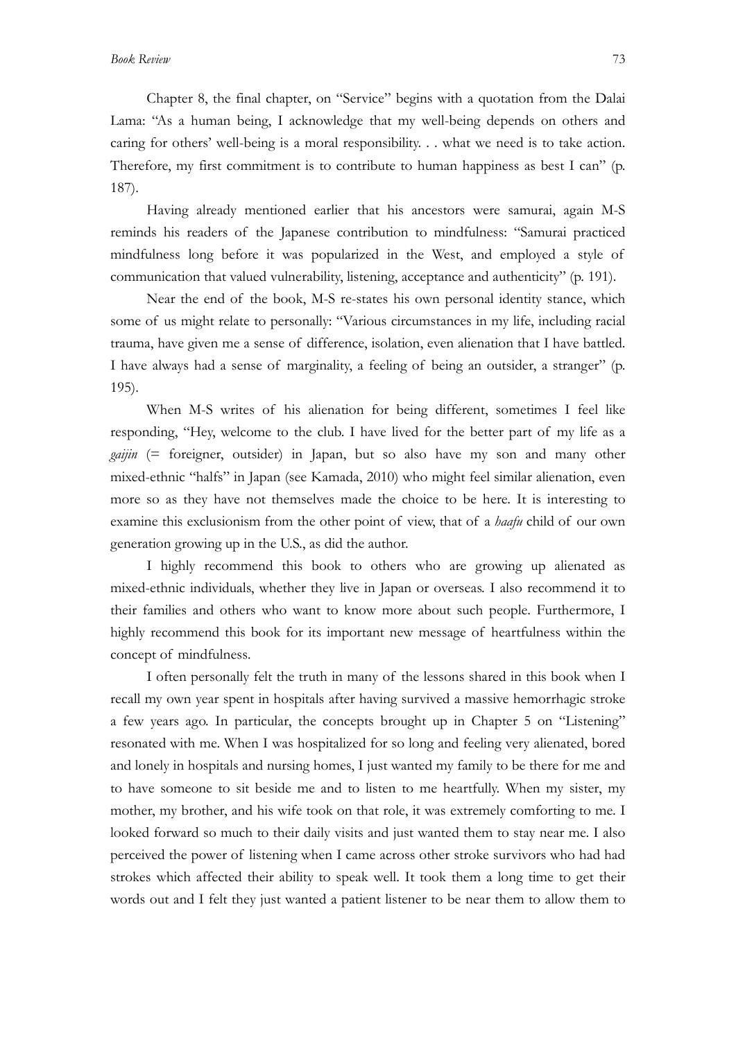Chapter 8, the final chapter, on "Service" begins with a quotation from the Dalai Lama: "As a human being, I acknowledge that my well-being depends on others and caring for others' well-being is a moral responsibility. . . what we need is to take action. Therefore, my first commitment is to contribute to human happiness as best I can" (p. 187).

Having already mentioned earlier that his ancestors were samurai, again M-S reminds his readers of the Japanese contribution to mindfulness: "Samurai practiced mindfulness long before it was popularized in the West, and employed a style of communication that valued vulnerability, listening, acceptance and authenticity" (p. 191).

Near the end of the book, M-S re-states his own personal identity stance, which some of us might relate to personally: "Various circumstances in my life, including racial trauma, have given me a sense of difference, isolation, even alienation that I have battled. I have always had a sense of marginality, a feeling of being an outsider, a stranger" (p. 195).

When M-S writes of his alienation for being different, sometimes I feel like responding, "Hey, welcome to the club. I have lived for the better part of my life as a *gaijin* (= foreigner, outsider) in Japan, but so also have my son and many other mixed-ethnic "halfs" in Japan (see Kamada, 2010) who might feel similar alienation, even more so as they have not themselves made the choice to be here. It is interesting to examine this exclusionism from the other point of view, that of a *haafu* child of our own generation growing up in the U.S., as did the author.

I highly recommend this book to others who are growing up alienated as mixed-ethnic individuals, whether they live in Japan or overseas. I also recommend it to their families and others who want to know more about such people. Furthermore, I highly recommend this book for its important new message of heartfulness within the concept of mindfulness.

I often personally felt the truth in many of the lessons shared in this book when I recall my own year spent in hospitals after having survived a massive hemorrhagic stroke a few years ago. In particular, the concepts brought up in Chapter 5 on "Listening" resonated with me. When I was hospitalized for so long and feeling very alienated, bored and lonely in hospitals and nursing homes, I just wanted my family to be there for me and to have someone to sit beside me and to listen to me heartfully. When my sister, my mother, my brother, and his wife took on that role, it was extremely comforting to me. I looked forward so much to their daily visits and just wanted them to stay near me. I also perceived the power of listening when I came across other stroke survivors who had had strokes which affected their ability to speak well. It took them a long time to get their words out and I felt they just wanted a patient listener to be near them to allow them to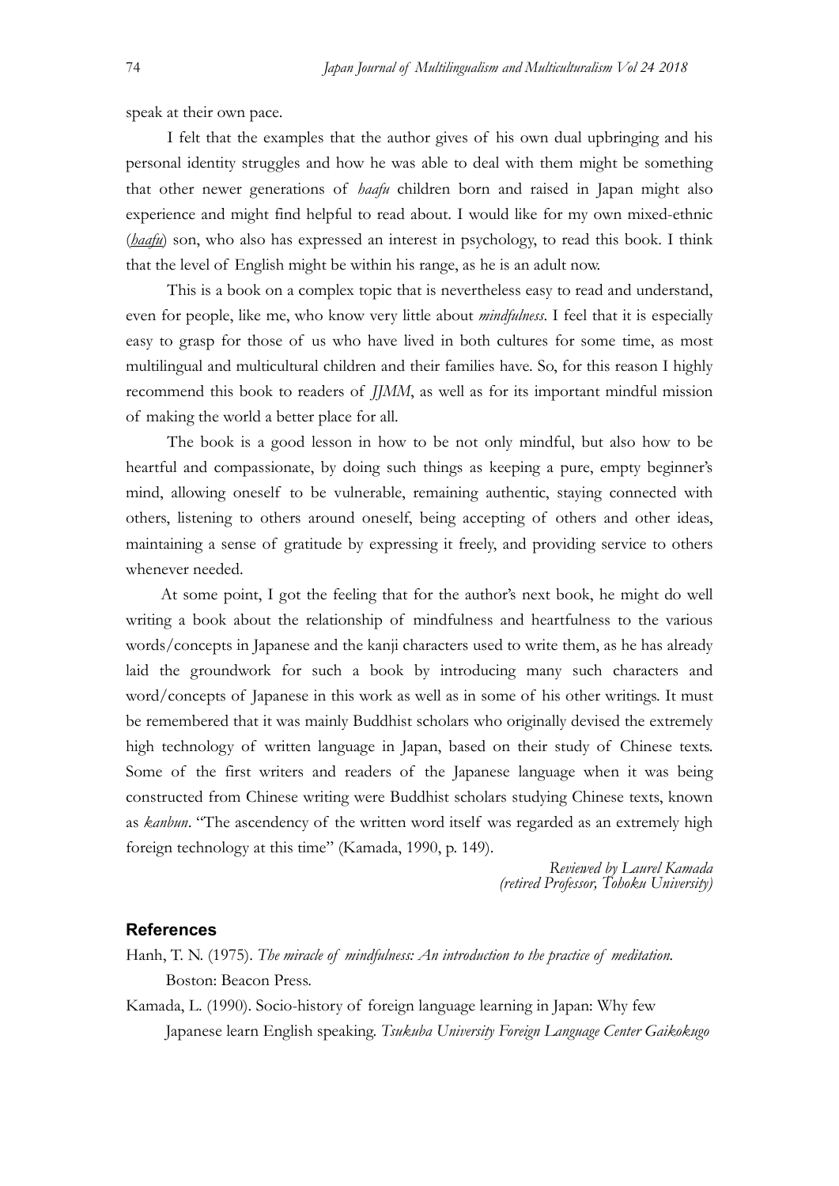speak at their own pace.

I felt that the examples that the author gives of his own dual upbringing and his personal identity struggles and how he was able to deal with them might be something that other newer generations of *haafu* children born and raised in Japan might also experience and might find helpful to read about. I would like for my own mixed-ethnic (*haafu*) son, who also has expressed an interest in psychology, to read this book. I think that the level of English might be within his range, as he is an adult now.

This is a book on a complex topic that is nevertheless easy to read and understand, even for people, like me, who know very little about *mindfulness*. I feel that it is especially easy to grasp for those of us who have lived in both cultures for some time, as most multilingual and multicultural children and their families have. So, for this reason I highly recommend this book to readers of *JJMM*, as well as for its important mindful mission of making the world a better place for all.

The book is a good lesson in how to be not only mindful, but also how to be heartful and compassionate, by doing such things as keeping a pure, empty beginner's mind, allowing oneself to be vulnerable, remaining authentic, staying connected with others, listening to others around oneself, being accepting of others and other ideas, maintaining a sense of gratitude by expressing it freely, and providing service to others whenever needed.

At some point, I got the feeling that for the author's next book, he might do well writing a book about the relationship of mindfulness and heartfulness to the various words/concepts in Japanese and the kanji characters used to write them, as he has already laid the groundwork for such a book by introducing many such characters and word/concepts of Japanese in this work as well as in some of his other writings. It must be remembered that it was mainly Buddhist scholars who originally devised the extremely high technology of written language in Japan, based on their study of Chinese texts. Some of the first writers and readers of the Japanese language when it was being constructed from Chinese writing were Buddhist scholars studying Chinese texts, known as *kanbun*. "The ascendency of the written word itself was regarded as an extremely high foreign technology at this time" (Kamada, 1990, p. 149).

*Reviewed by Laurel Kamada*
*(retired Professor, Tohoku University)*

## References

Hanh, T. N. (1975). *The miracle of mindfulness: An introduction to the practice of meditation.* Boston: Beacon Press.

Kamada, L. (1990). Socio-history of foreign language learning in Japan: Why few Japanese learn English speaking. *Tsukuba University Foreign Language Center Gaikokugo*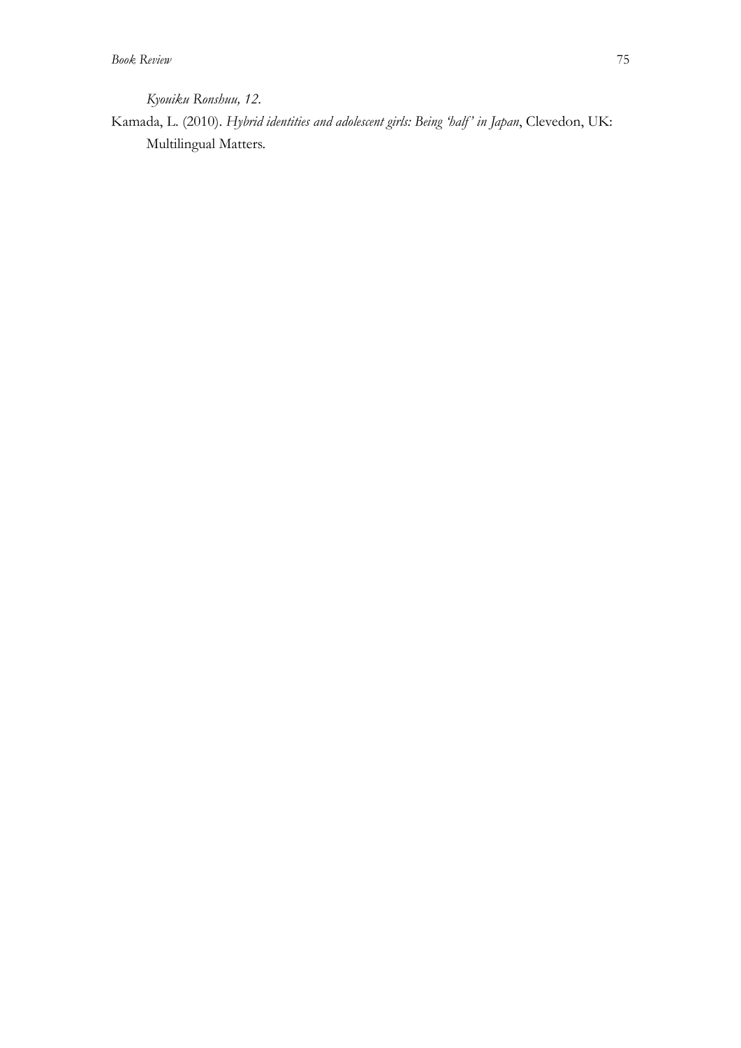*Kyouiku Ronshuu, 12*.

Kamada, L. (2010). *Hybrid identities and adolescent girls: Being 'half' in Japan*, Clevedon, UK: Multilingual Matters.